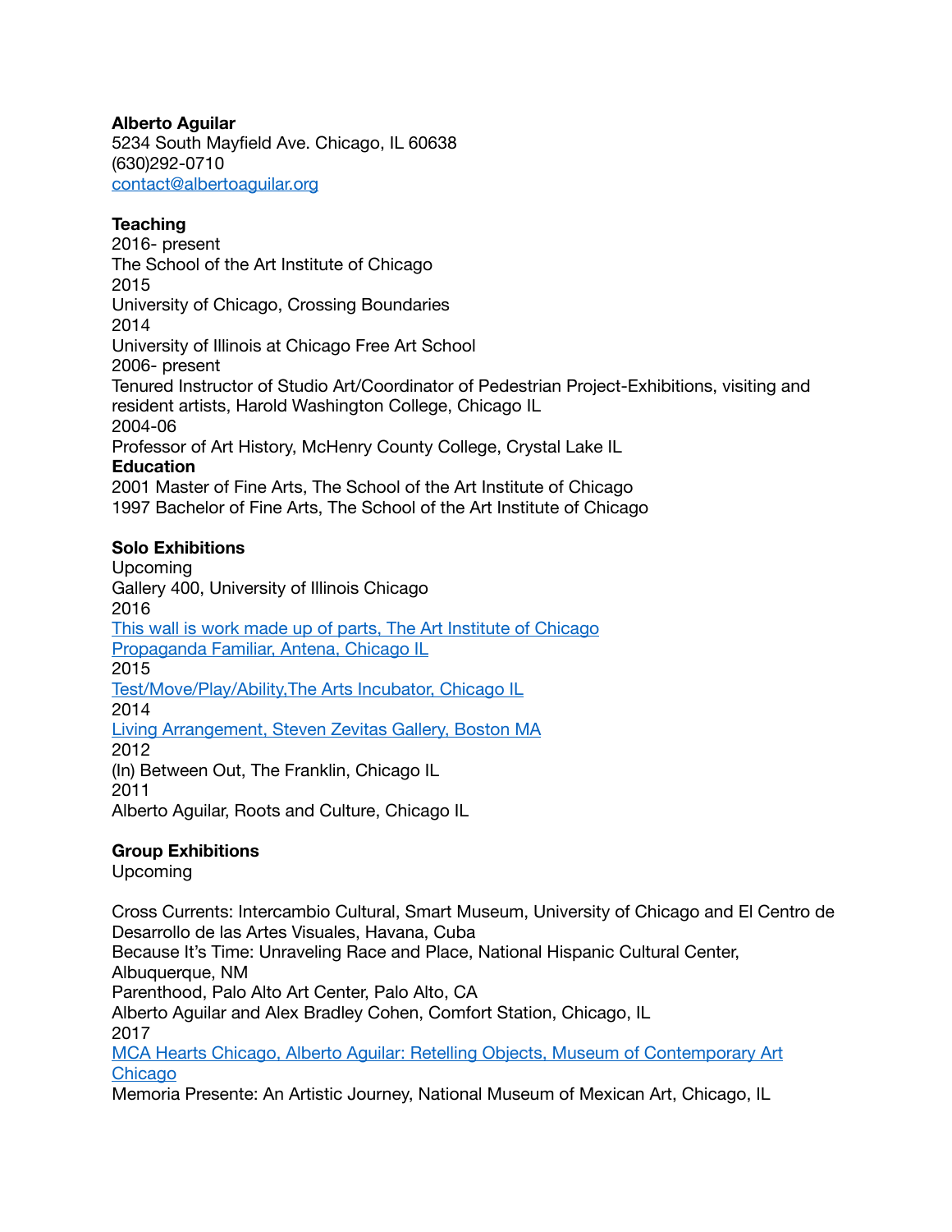**Alberto Aguilar**
5234 South Mayfield Ave. Chicago, IL 60638
(630)292-0710
[contact@albertoaguilar.org](mailto:contact@albertoaguilar.org)

**Teaching**
2016- present
The School of the Art Institute of Chicago
2015
University of Chicago, Crossing Boundaries
2014
University of Illinois at Chicago Free Art School
2006- present
Tenured Instructor of Studio Art/Coordinator of Pedestrian Project-Exhibitions, visiting and resident artists, Harold Washington College, Chicago IL
2004-06
Professor of Art History, McHenry County College, Crystal Lake IL

**Education**
2001 Master of Fine Arts, The School of the Art Institute of Chicago
1997 Bachelor of Fine Arts, The School of the Art Institute of Chicago

**Solo Exhibitions**
Upcoming
Gallery 400, University of Illinois Chicago
2016
This wall is work made up of parts, The Art Institute of Chicago
Propaganda Familiar, Antena, Chicago IL
2015
Test/Move/Play/Ability,The Arts Incubator, Chicago IL
2014
Living Arrangement, Steven Zevitas Gallery, Boston MA
2012
(In) Between Out, The Franklin, Chicago IL
2011
Alberto Aguilar, Roots and Culture, Chicago IL

**Group Exhibitions**
Upcoming

Cross Currents: Intercambio Cultural, Smart Museum, University of Chicago and El Centro de Desarrollo de las Artes Visuales, Havana, Cuba
Because It's Time: Unraveling Race and Place, National Hispanic Cultural Center, Albuquerque, NM
Parenthood, Palo Alto Art Center, Palo Alto, CA
Alberto Aguilar and Alex Bradley Cohen, Comfort Station, Chicago, IL
2017
MCA Hearts Chicago, Alberto Aguilar: Retelling Objects, Museum of Contemporary Art Chicago
Memoria Presente: An Artistic Journey, National Museum of Mexican Art, Chicago, IL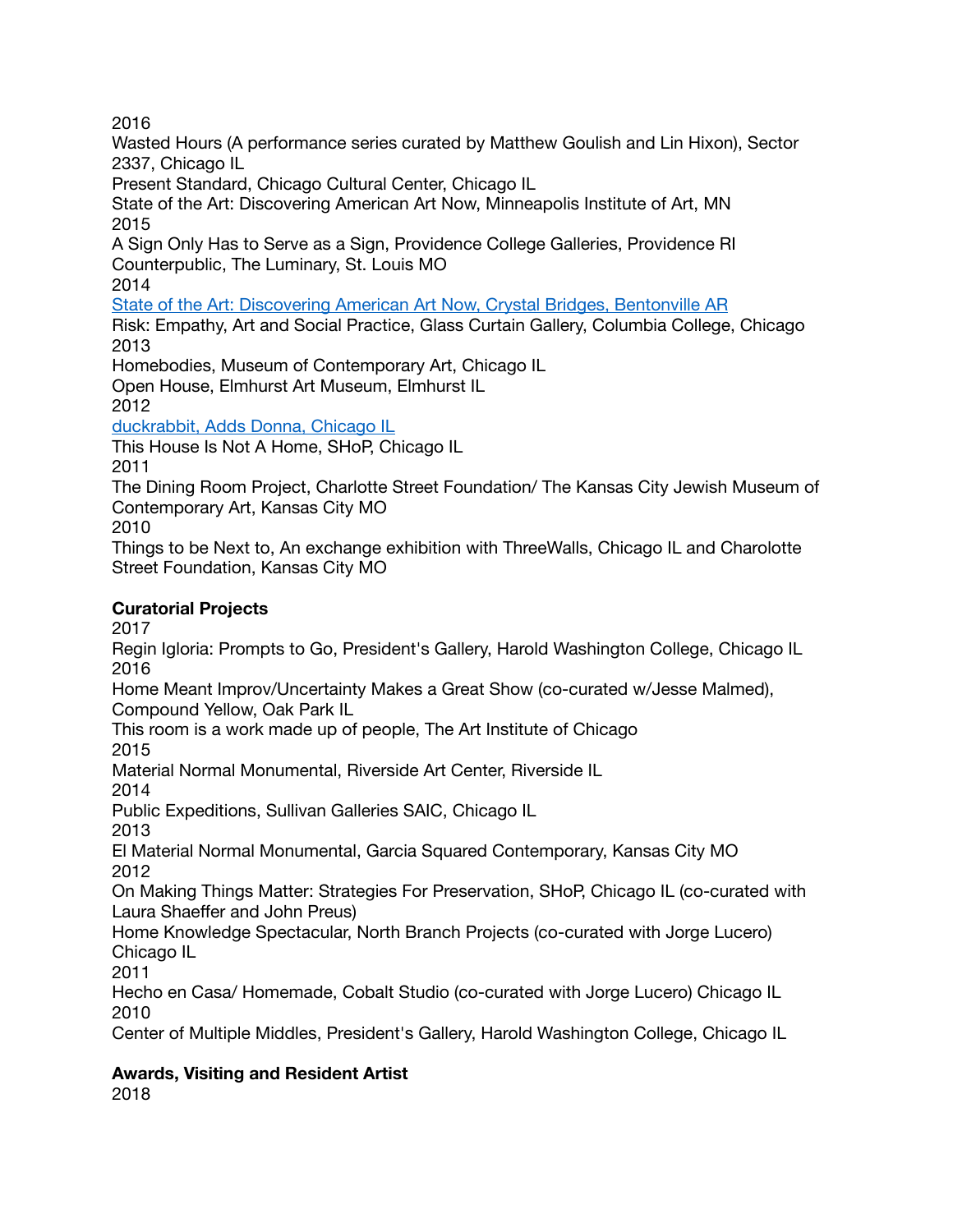2016

Wasted Hours (A performance series curated by Matthew Goulish and Lin Hixon), Sector 2337, Chicago IL

Present Standard, Chicago Cultural Center, Chicago IL

State of the Art: Discovering American Art Now, Minneapolis Institute of Art, MN

2015

A Sign Only Has to Serve as a Sign, Providence College Galleries, Providence RI

Counterpublic, The Luminary, St. Louis MO

2014

State of the Art: Discovering American Art Now, Crystal Bridges, Bentonville AR

Risk: Empathy, Art and Social Practice, Glass Curtain Gallery, Columbia College, Chicago

2013

Homebodies, Museum of Contemporary Art, Chicago IL

Open House, Elmhurst Art Museum, Elmhurst IL

2012

duckrabbit, Adds Donna, Chicago IL

This House Is Not A Home, SHoP, Chicago IL

2011

The Dining Room Project, Charlotte Street Foundation/ The Kansas City Jewish Museum of Contemporary Art, Kansas City MO

2010

Things to be Next to, An exchange exhibition with ThreeWalls, Chicago IL and Charolotte Street Foundation, Kansas City MO

**Curatorial Projects**

2017

Regin Igloria: Prompts to Go, President's Gallery, Harold Washington College, Chicago IL

2016

Home Meant Improv/Uncertainty Makes a Great Show (co-curated w/Jesse Malmed), Compound Yellow, Oak Park IL

This room is a work made up of people, The Art Institute of Chicago

2015

Material Normal Monumental, Riverside Art Center, Riverside IL

2014

Public Expeditions, Sullivan Galleries SAIC, Chicago IL

2013

El Material Normal Monumental, Garcia Squared Contemporary, Kansas City MO

2012

On Making Things Matter: Strategies For Preservation, SHoP, Chicago IL (co-curated with Laura Shaeffer and John Preus)

Home Knowledge Spectacular, North Branch Projects (co-curated with Jorge Lucero) Chicago IL

2011

Hecho en Casa/ Homemade, Cobalt Studio (co-curated with Jorge Lucero) Chicago IL

2010

Center of Multiple Middles, President's Gallery, Harold Washington College, Chicago IL

**Awards, Visiting and Resident Artist**

2018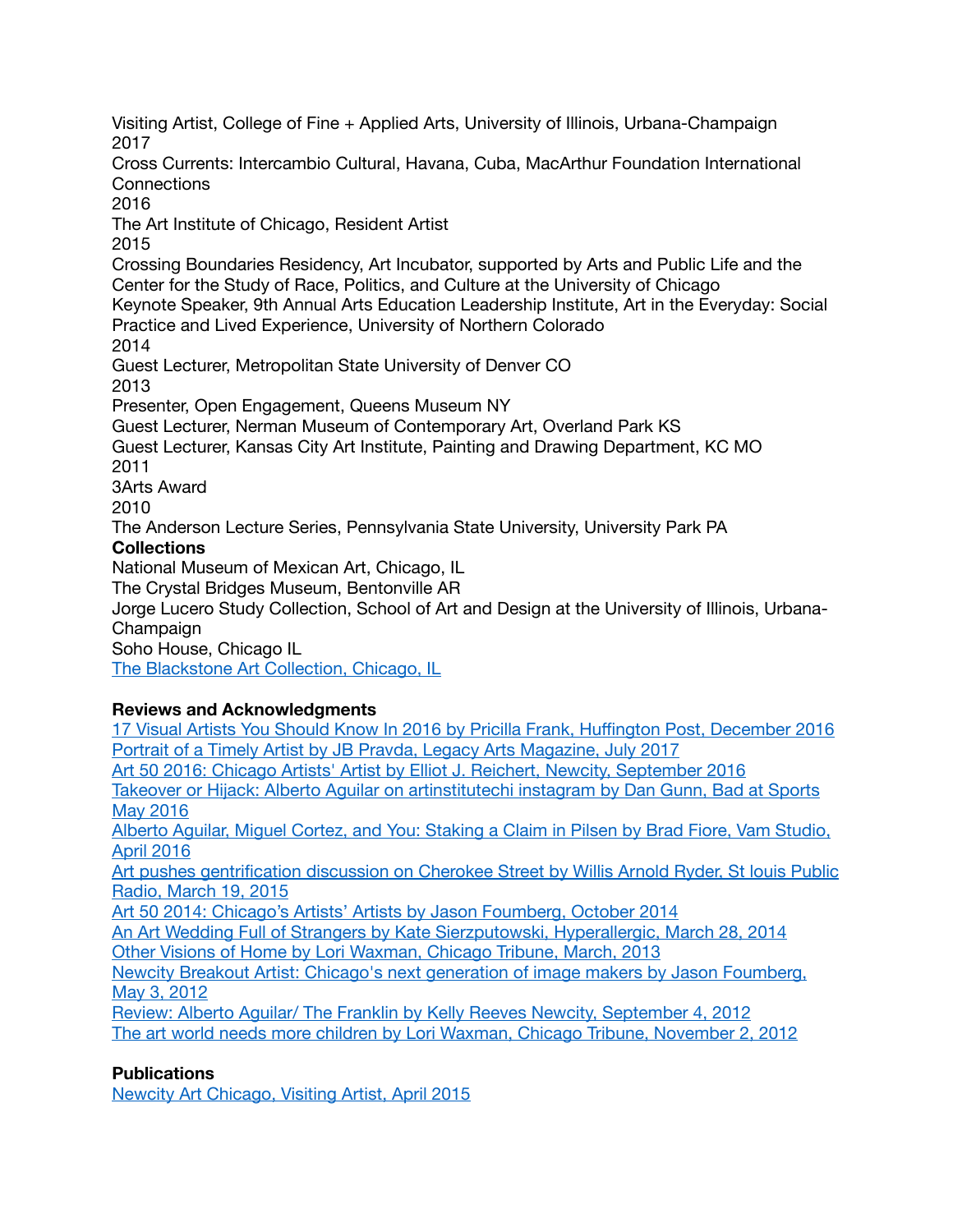Visiting Artist, College of Fine + Applied Arts, University of Illinois, Urbana-Champaign

2017

Cross Currents: Intercambio Cultural, Havana, Cuba, MacArthur Foundation International Connections

2016

The Art Institute of Chicago, Resident Artist

2015

Crossing Boundaries Residency, Art Incubator, supported by Arts and Public Life and the Center for the Study of Race, Politics, and Culture at the University of Chicago

Keynote Speaker, 9th Annual Arts Education Leadership Institute, Art in the Everyday: Social Practice and Lived Experience, University of Northern Colorado

2014

Guest Lecturer, Metropolitan State University of Denver CO

2013

Presenter, Open Engagement, Queens Museum NY

Guest Lecturer, Nerman Museum of Contemporary Art, Overland Park KS

Guest Lecturer, Kansas City Art Institute, Painting and Drawing Department, KC MO

2011

3Arts Award

2010

The Anderson Lecture Series, Pennsylvania State University, University Park PA

**Collections**

National Museum of Mexican Art, Chicago, IL

The Crystal Bridges Museum, Bentonville AR

Jorge Lucero Study Collection, School of Art and Design at the University of Illinois, Urbana-Champaign

Soho House, Chicago IL

The Blackstone Art Collection, Chicago, IL

**Reviews and Acknowledgments**

17 Visual Artists You Should Know In 2016 by Pricilla Frank, Huffington Post, December 2016

Portrait of a Timely Artist by JB Pravda, Legacy Arts Magazine, July 2017

Art 50 2016: Chicago Artists' Artist by Elliot J. Reichert, Newcity, September 2016

Takeover or Hijack: Alberto Aguilar on artinstitutechi instagram by Dan Gunn, Bad at Sports May 2016

Alberto Aguilar, Miguel Cortez, and You: Staking a Claim in Pilsen by Brad Fiore, Vam Studio, April 2016

Art pushes gentrification discussion on Cherokee Street by Willis Arnold Ryder, St louis Public Radio, March 19, 2015

Art 50 2014: Chicago's Artists' Artists by Jason Foumberg, October 2014

An Art Wedding Full of Strangers by Kate Sierzputowski, Hyperallergic, March 28, 2014

Other Visions of Home by Lori Waxman, Chicago Tribune, March, 2013

Newcity Breakout Artist: Chicago's next generation of image makers by Jason Foumberg, May 3, 2012

Review: Alberto Aguilar/ The Franklin by Kelly Reeves Newcity, September 4, 2012

The art world needs more children by Lori Waxman, Chicago Tribune, November 2, 2012

**Publications**

Newcity Art Chicago, Visiting Artist, April 2015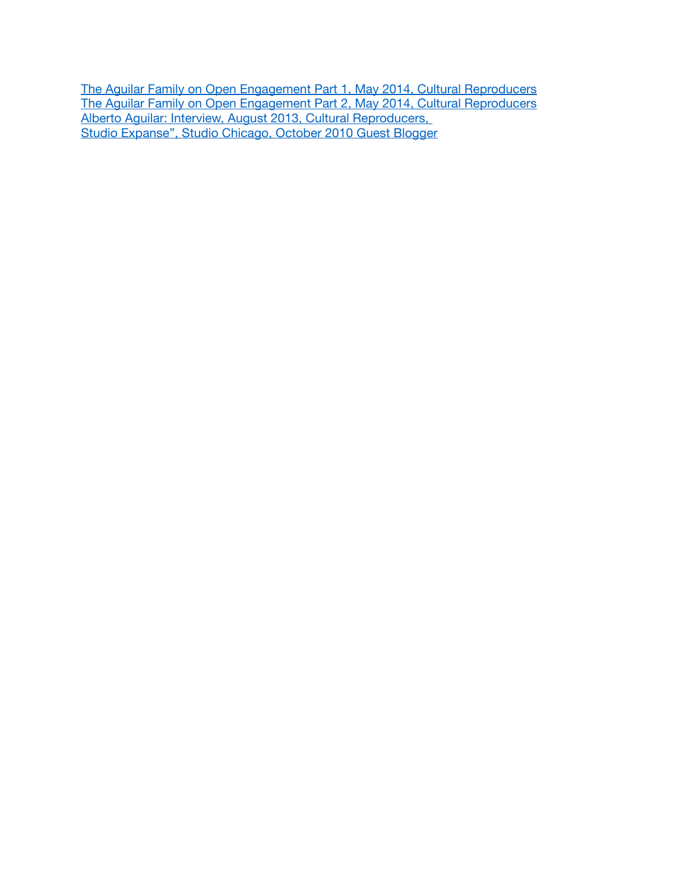The Aguilar Family on Open Engagement Part 1, May 2014, Cultural Reproducers
The Aguilar Family on Open Engagement Part 2, May 2014, Cultural Reproducers
Alberto Aguilar: Interview, August 2013, Cultural Reproducers,
Studio Expanse", Studio Chicago, October 2010 Guest Blogger